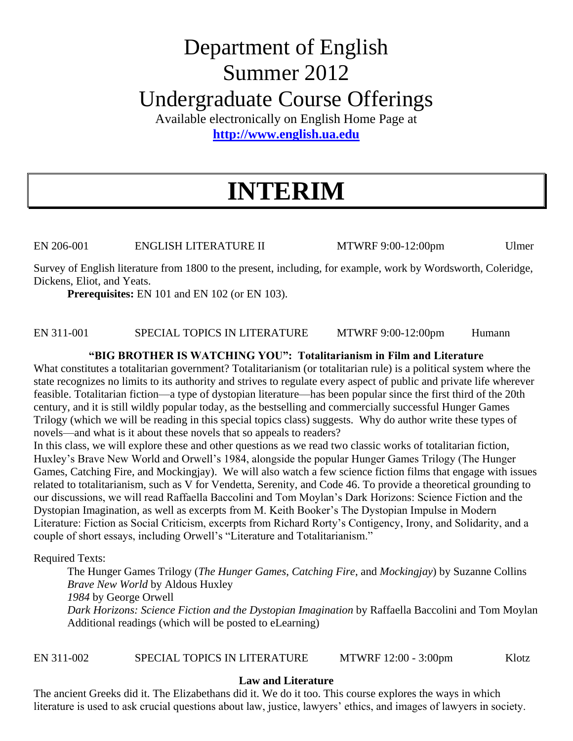# Department of English
# Summer 2012
# Undergraduate Course Offerings

Available electronically on English Home Page at
**http://www.english.ua.edu**

# INTERIM

EN 206-001 ENGLISH LITERATURE II MTWRF 9:00-12:00pm Ulmer

Survey of English literature from 1800 to the present, including, for example, work by Wordsworth, Coleridge, Dickens, Eliot, and Yeats.

**Prerequisites:** EN 101 and EN 102 (or EN 103).

EN 311-001 SPECIAL TOPICS IN LITERATURE MTWRF 9:00-12:00pm Humann

**"BIG BROTHER IS WATCHING YOU": Totalitarianism in Film and Literature**

What constitutes a totalitarian government? Totalitarianism (or totalitarian rule) is a political system where the state recognizes no limits to its authority and strives to regulate every aspect of public and private life wherever feasible. Totalitarian fiction—a type of dystopian literature—has been popular since the first third of the 20th century, and it is still wildly popular today, as the bestselling and commercially successful Hunger Games Trilogy (which we will be reading in this special topics class) suggests. Why do author write these types of novels—and what is it about these novels that so appeals to readers?

In this class, we will explore these and other questions as we read two classic works of totalitarian fiction, Huxley's Brave New World and Orwell's 1984, alongside the popular Hunger Games Trilogy (The Hunger Games, Catching Fire, and Mockingjay). We will also watch a few science fiction films that engage with issues related to totalitarianism, such as V for Vendetta, Serenity, and Code 46. To provide a theoretical grounding to our discussions, we will read Raffaella Baccolini and Tom Moylan's Dark Horizons: Science Fiction and the Dystopian Imagination, as well as excerpts from M. Keith Booker's The Dystopian Impulse in Modern Literature: Fiction as Social Criticism, excerpts from Richard Rorty's Contigency, Irony, and Solidarity, and a couple of short essays, including Orwell's "Literature and Totalitarianism."

Required Texts:

The Hunger Games Trilogy (*The Hunger Games*, *Catching Fire*, and *Mockingjay*) by Suzanne Collins
*Brave New World* by Aldous Huxley
*1984* by George Orwell
*Dark Horizons: Science Fiction and the Dystopian Imagination* by Raffaella Baccolini and Tom Moylan
Additional readings (which will be posted to eLearning)

EN 311-002 SPECIAL TOPICS IN LITERATURE MTWRF 12:00 - 3:00pm Klotz

**Law and Literature**

The ancient Greeks did it. The Elizabethans did it. We do it too. This course explores the ways in which literature is used to ask crucial questions about law, justice, lawyers' ethics, and images of lawyers in society.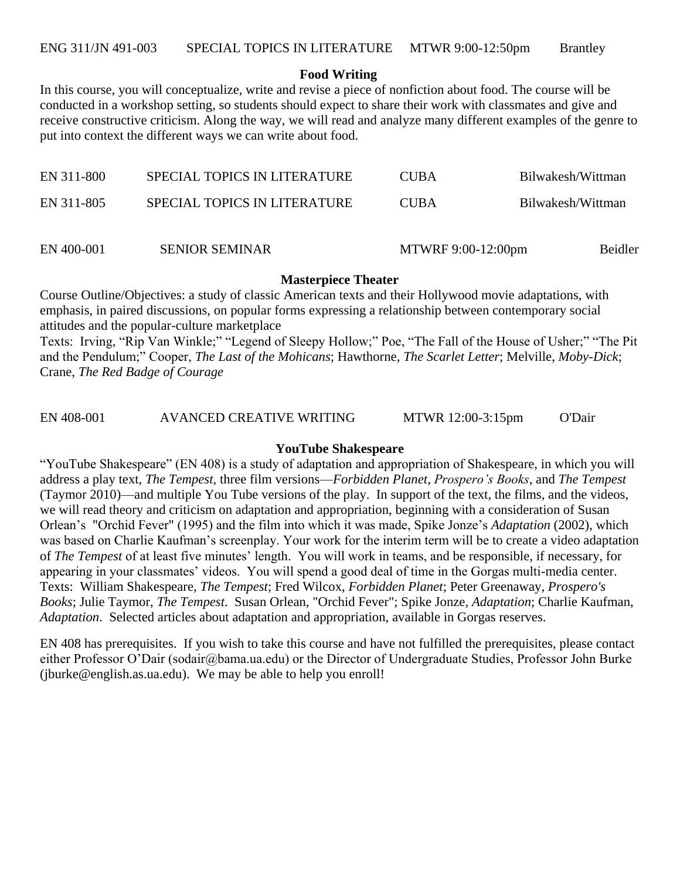ENG 311/JN 491-003 SPECIAL TOPICS IN LITERATURE MTWR 9:00-12:50pm Brantley

**Food Writing**

In this course, you will conceptualize, write and revise a piece of nonfiction about food. The course will be conducted in a workshop setting, so students should expect to share their work with classmates and give and receive constructive criticism. Along the way, we will read and analyze many different examples of the genre to put into context the different ways we can write about food.

EN 311-800 SPECIAL TOPICS IN LITERATURE CUBA Bilwakesh/Wittman

EN 311-805 SPECIAL TOPICS IN LITERATURE CUBA Bilwakesh/Wittman

EN 400-001 SENIOR SEMINAR MTWRF 9:00-12:00pm Beidler

**Masterpiece Theater**

Course Outline/Objectives: a study of classic American texts and their Hollywood movie adaptations, with emphasis, in paired discussions, on popular forms expressing a relationship between contemporary social attitudes and the popular-culture marketplace

Texts: Irving, "Rip Van Winkle;" "Legend of Sleepy Hollow;" Poe, "The Fall of the House of Usher;" "The Pit and the Pendulum;" Cooper, *The Last of the Mohicans*; Hawthorne, *The Scarlet Letter*; Melville, *Moby-Dick*; Crane, *The Red Badge of Courage*

EN 408-001 AVANCED CREATIVE WRITING MTWR 12:00-3:15pm O'Dair

**YouTube Shakespeare**

"YouTube Shakespeare" (EN 408) is a study of adaptation and appropriation of Shakespeare, in which you will address a play text, *The Tempest*, three film versions—*Forbidden Planet*, *Prospero's Books*, and *The Tempest* (Taymor 2010)—and multiple You Tube versions of the play. In support of the text, the films, and the videos, we will read theory and criticism on adaptation and appropriation, beginning with a consideration of Susan Orlean's "Orchid Fever" (1995) and the film into which it was made, Spike Jonze's *Adaptation* (2002), which was based on Charlie Kaufman's screenplay. Your work for the interim term will be to create a video adaptation of *The Tempest* of at least five minutes' length. You will work in teams, and be responsible, if necessary, for appearing in your classmates' videos. You will spend a good deal of time in the Gorgas multi-media center.
Texts: William Shakespeare, *The Tempest*; Fred Wilcox, *Forbidden Planet*; Peter Greenaway, *Prospero's Books*; Julie Taymor, *The Tempest*. Susan Orlean, "Orchid Fever"; Spike Jonze, *Adaptation*; Charlie Kaufman, *Adaptation*. Selected articles about adaptation and appropriation, available in Gorgas reserves.

EN 408 has prerequisites. If you wish to take this course and have not fulfilled the prerequisites, please contact either Professor O'Dair (sodair@bama.ua.edu) or the Director of Undergraduate Studies, Professor John Burke (jburke@english.as.ua.edu). We may be able to help you enroll!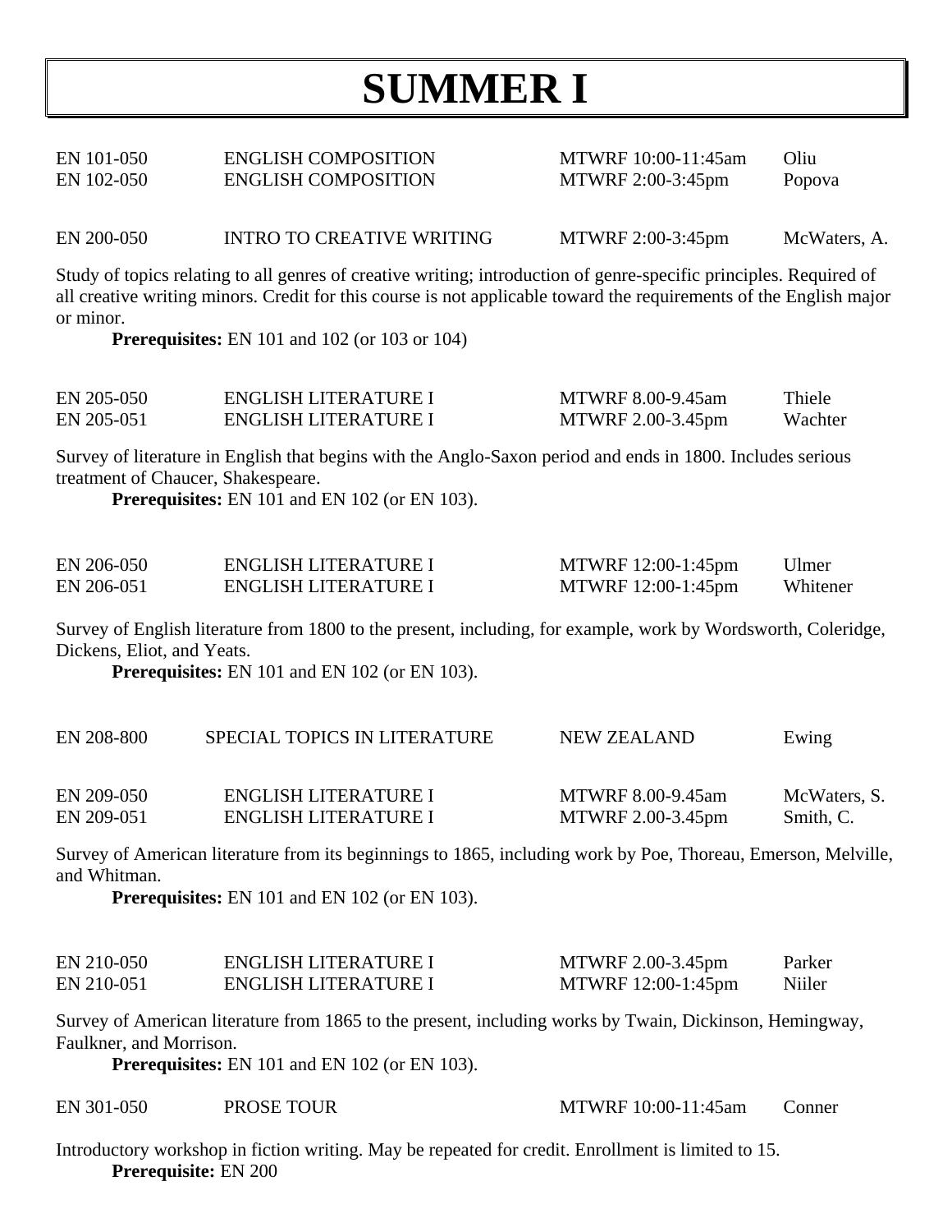# SUMMER I

| | | | |
|---|---|---|---|
| EN 101-050 | ENGLISH COMPOSITION | MTWRF 10:00-11:45am | Oliu |
| EN 102-050 | ENGLISH COMPOSITION | MTWRF 2:00-3:45pm | Popova |

| | | | |
|---|---|---|---|
| EN 200-050 | INTRO TO CREATIVE WRITING | MTWRF 2:00-3:45pm | McWaters, A. |

Study of topics relating to all genres of creative writing; introduction of genre-specific principles. Required of all creative writing minors. Credit for this course is not applicable toward the requirements of the English major or minor.

**Prerequisites:** EN 101 and 102 (or 103 or 104)

| | | | |
|---|---|---|---|
| EN 205-050 | ENGLISH LITERATURE I | MTWRF 8.00-9.45am | Thiele |
| EN 205-051 | ENGLISH LITERATURE I | MTWRF 2.00-3.45pm | Wachter |

Survey of literature in English that begins with the Anglo-Saxon period and ends in 1800. Includes serious treatment of Chaucer, Shakespeare.

**Prerequisites:** EN 101 and EN 102 (or EN 103).

| | | | |
|---|---|---|---|
| EN 206-050 | ENGLISH LITERATURE I | MTWRF 12:00-1:45pm | Ulmer |
| EN 206-051 | ENGLISH LITERATURE I | MTWRF 12:00-1:45pm | Whitener |

Survey of English literature from 1800 to the present, including, for example, work by Wordsworth, Coleridge, Dickens, Eliot, and Yeats.

**Prerequisites:** EN 101 and EN 102 (or EN 103).

| | | | |
|---|---|---|---|
| EN 208-800 | SPECIAL TOPICS IN LITERATURE | NEW ZEALAND | Ewing |

| | | | |
|---|---|---|---|
| EN 209-050 | ENGLISH LITERATURE I | MTWRF 8.00-9.45am | McWaters, S. |
| EN 209-051 | ENGLISH LITERATURE I | MTWRF 2.00-3.45pm | Smith, C. |

Survey of American literature from its beginnings to 1865, including work by Poe, Thoreau, Emerson, Melville, and Whitman.

**Prerequisites:** EN 101 and EN 102 (or EN 103).

| | | | |
|---|---|---|---|
| EN 210-050 | ENGLISH LITERATURE I | MTWRF 2.00-3.45pm | Parker |
| EN 210-051 | ENGLISH LITERATURE I | MTWRF 12:00-1:45pm | Niiler |

Survey of American literature from 1865 to the present, including works by Twain, Dickinson, Hemingway, Faulkner, and Morrison.

**Prerequisites:** EN 101 and EN 102 (or EN 103).

| | | | |
|---|---|---|---|
| EN 301-050 | PROSE TOUR | MTWRF 10:00-11:45am | Conner |

Introductory workshop in fiction writing. May be repeated for credit. Enrollment is limited to 15.

**Prerequisite:** EN 200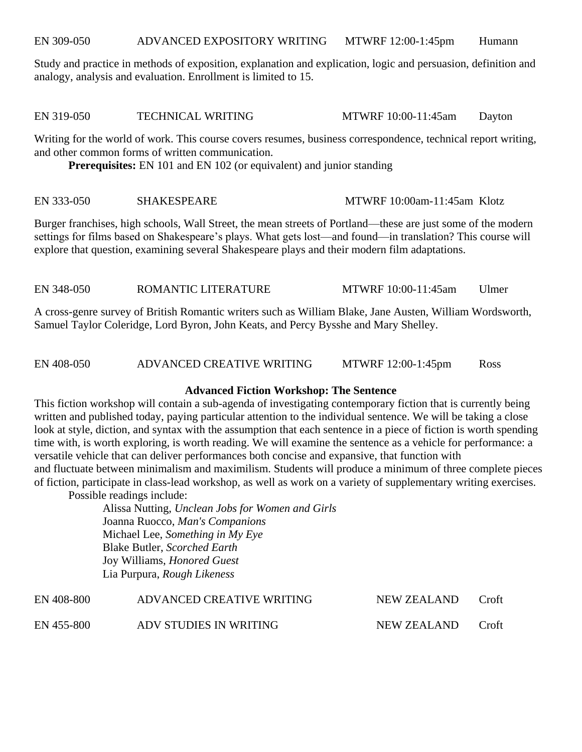EN 309-050 ADVANCED EXPOSITORY WRITING MTWRF 12:00-1:45pm Humann

Study and practice in methods of exposition, explanation and explication, logic and persuasion, definition and analogy, analysis and evaluation. Enrollment is limited to 15.

EN 319-050 TECHNICAL WRITING MTWRF 10:00-11:45am Dayton

Writing for the world of work. This course covers resumes, business correspondence, technical report writing, and other common forms of written communication.

**Prerequisites:** EN 101 and EN 102 (or equivalent) and junior standing

EN 333-050 SHAKESPEARE MTWRF 10:00am-11:45am Klotz

Burger franchises, high schools, Wall Street, the mean streets of Portland—these are just some of the modern settings for films based on Shakespeare's plays. What gets lost—and found—in translation? This course will explore that question, examining several Shakespeare plays and their modern film adaptations.

EN 348-050 ROMANTIC LITERATURE MTWRF 10:00-11:45am Ulmer

A cross-genre survey of British Romantic writers such as William Blake, Jane Austen, William Wordsworth, Samuel Taylor Coleridge, Lord Byron, John Keats, and Percy Bysshe and Mary Shelley.

EN 408-050 ADVANCED CREATIVE WRITING MTWRF 12:00-1:45pm Ross

**Advanced Fiction Workshop: The Sentence**

This fiction workshop will contain a sub-agenda of investigating contemporary fiction that is currently being written and published today, paying particular attention to the individual sentence. We will be taking a close look at style, diction, and syntax with the assumption that each sentence in a piece of fiction is worth spending time with, is worth exploring, is worth reading. We will examine the sentence as a vehicle for performance: a versatile vehicle that can deliver performances both concise and expansive, that function with and fluctuate between minimalism and maximilism. Students will produce a minimum of three complete pieces of fiction, participate in class-lead workshop, as well as work on a variety of supplementary writing exercises.

Possible readings include:

- Alissa Nutting, *Unclean Jobs for Women and Girls*
- Joanna Ruocco, *Man's Companions*
- Michael Lee, *Something in My Eye*
- Blake Butler, *Scorched Earth*
- Joy Williams, *Honored Guest*
- Lia Purpura, *Rough Likeness*

EN 408-800 ADVANCED CREATIVE WRITING NEW ZEALAND Croft

EN 455-800 ADV STUDIES IN WRITING NEW ZEALAND Croft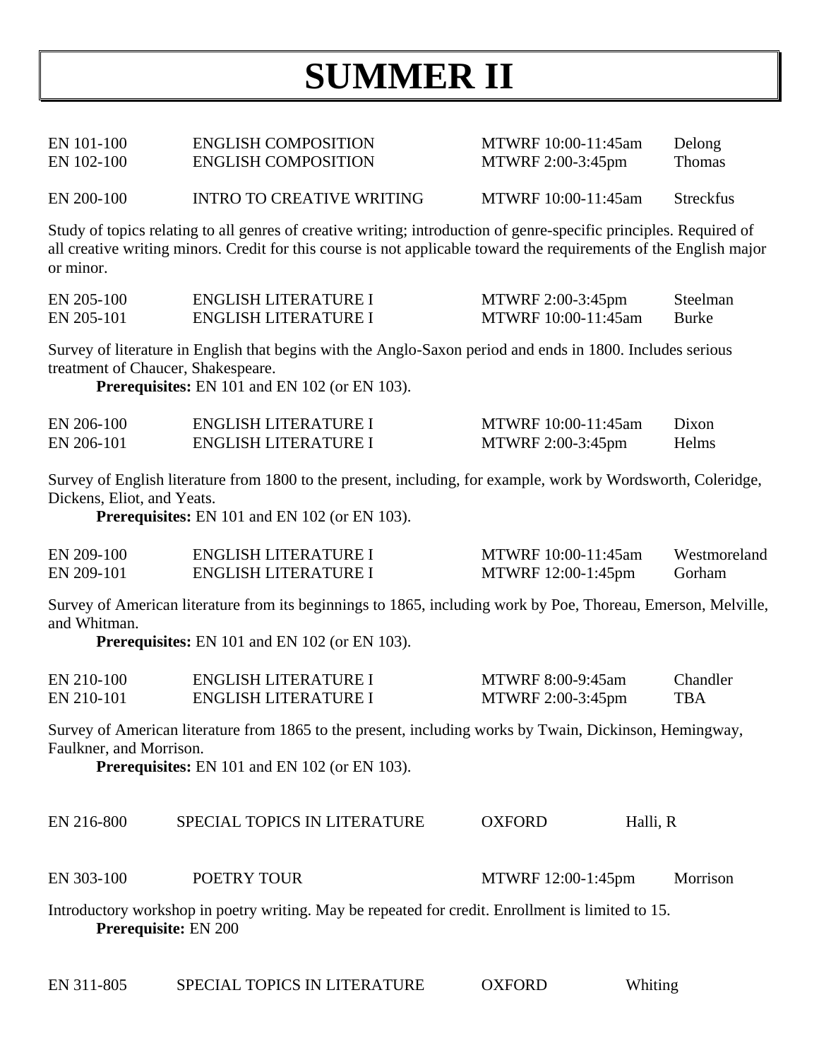# SUMMER II

| | | | |
|---|---|---|---|
| EN 101-100 | ENGLISH COMPOSITION | MTWRF 10:00-11:45am | Delong |
| EN 102-100 | ENGLISH COMPOSITION | MTWRF 2:00-3:45pm | Thomas |

| | | | |
|---|---|---|---|
| EN 200-100 | INTRO TO CREATIVE WRITING | MTWRF 10:00-11:45am | Streckfus |

Study of topics relating to all genres of creative writing; introduction of genre-specific principles. Required of all creative writing minors. Credit for this course is not applicable toward the requirements of the English major or minor.

| | | | |
|---|---|---|---|
| EN 205-100 | ENGLISH LITERATURE I | MTWRF 2:00-3:45pm | Steelman |
| EN 205-101 | ENGLISH LITERATURE I | MTWRF 10:00-11:45am | Burke |

Survey of literature in English that begins with the Anglo-Saxon period and ends in 1800. Includes serious treatment of Chaucer, Shakespeare.

**Prerequisites:** EN 101 and EN 102 (or EN 103).

| | | | |
|---|---|---|---|
| EN 206-100 | ENGLISH LITERATURE I | MTWRF 10:00-11:45am | Dixon |
| EN 206-101 | ENGLISH LITERATURE I | MTWRF 2:00-3:45pm | Helms |

Survey of English literature from 1800 to the present, including, for example, work by Wordsworth, Coleridge, Dickens, Eliot, and Yeats.

**Prerequisites:** EN 101 and EN 102 (or EN 103).

| | | | |
|---|---|---|---|
| EN 209-100 | ENGLISH LITERATURE I | MTWRF 10:00-11:45am | Westmoreland |
| EN 209-101 | ENGLISH LITERATURE I | MTWRF 12:00-1:45pm | Gorham |

Survey of American literature from its beginnings to 1865, including work by Poe, Thoreau, Emerson, Melville, and Whitman.

**Prerequisites:** EN 101 and EN 102 (or EN 103).

| | | | |
|---|---|---|---|
| EN 210-100 | ENGLISH LITERATURE I | MTWRF 8:00-9:45am | Chandler |
| EN 210-101 | ENGLISH LITERATURE I | MTWRF 2:00-3:45pm | TBA |

Survey of American literature from 1865 to the present, including works by Twain, Dickinson, Hemingway, Faulkner, and Morrison.

**Prerequisites:** EN 101 and EN 102 (or EN 103).

| | | | |
|---|---|---|---|
| EN 216-800 | SPECIAL TOPICS IN LITERATURE | OXFORD | Halli, R |

| | | | |
|---|---|---|---|
| EN 303-100 | POETRY TOUR | MTWRF 12:00-1:45pm | Morrison |

Introductory workshop in poetry writing. May be repeated for credit. Enrollment is limited to 15.

**Prerequisite:** EN 200

| | | | |
|---|---|---|---|
| EN 311-805 | SPECIAL TOPICS IN LITERATURE | OXFORD | Whiting |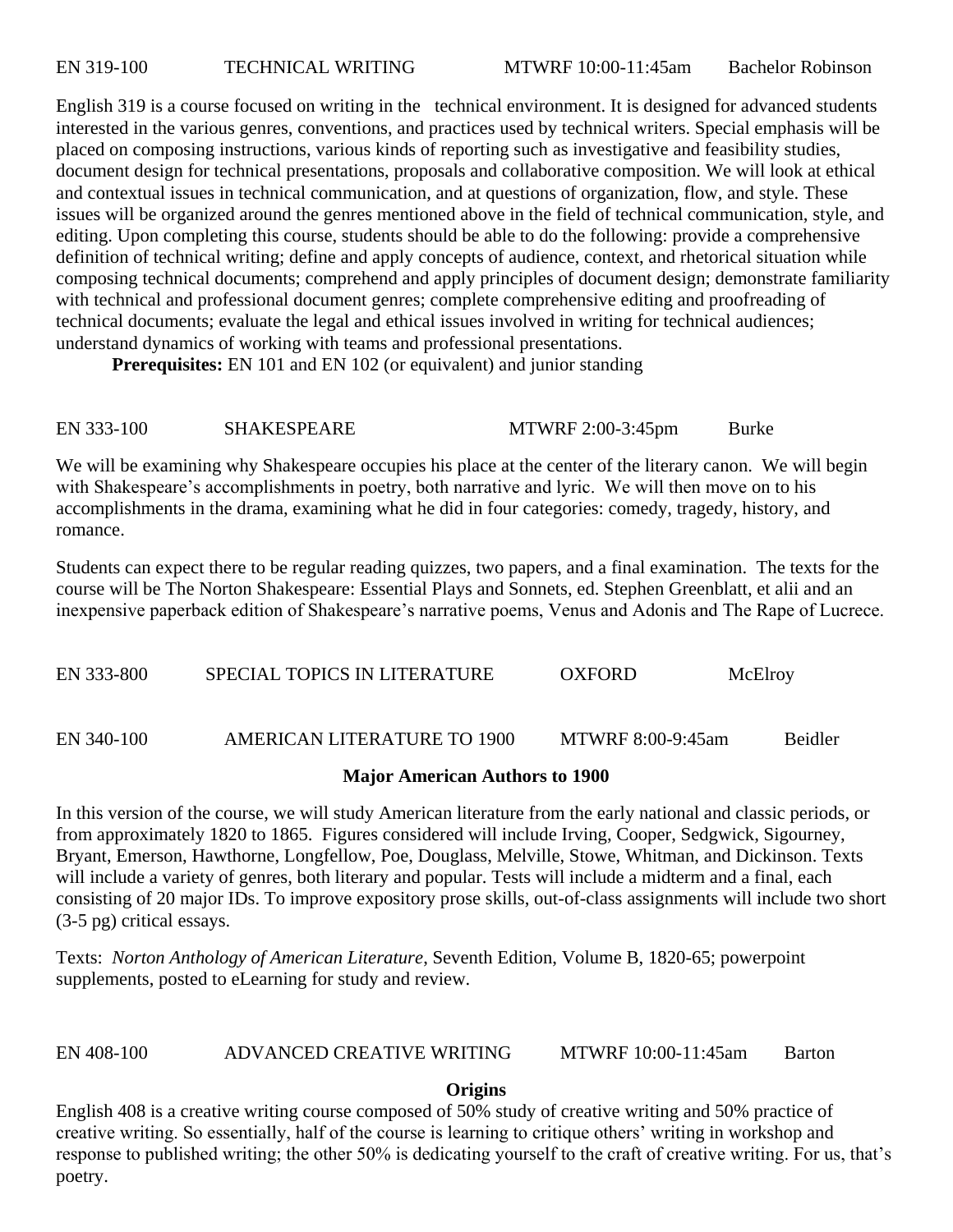EN 319-100 TECHNICAL WRITING MTWRF 10:00-11:45am Bachelor Robinson

English 319 is a course focused on writing in the technical environment. It is designed for advanced students interested in the various genres, conventions, and practices used by technical writers. Special emphasis will be placed on composing instructions, various kinds of reporting such as investigative and feasibility studies, document design for technical presentations, proposals and collaborative composition. We will look at ethical and contextual issues in technical communication, and at questions of organization, flow, and style. These issues will be organized around the genres mentioned above in the field of technical communication, style, and editing. Upon completing this course, students should be able to do the following: provide a comprehensive definition of technical writing; define and apply concepts of audience, context, and rhetorical situation while composing technical documents; comprehend and apply principles of document design; demonstrate familiarity with technical and professional document genres; complete comprehensive editing and proofreading of technical documents; evaluate the legal and ethical issues involved in writing for technical audiences; understand dynamics of working with teams and professional presentations.

**Prerequisites:** EN 101 and EN 102 (or equivalent) and junior standing

EN 333-100 SHAKESPEARE MTWRF 2:00-3:45pm Burke

We will be examining why Shakespeare occupies his place at the center of the literary canon. We will begin with Shakespeare's accomplishments in poetry, both narrative and lyric. We will then move on to his accomplishments in the drama, examining what he did in four categories: comedy, tragedy, history, and romance.

Students can expect there to be regular reading quizzes, two papers, and a final examination. The texts for the course will be The Norton Shakespeare: Essential Plays and Sonnets, ed. Stephen Greenblatt, et alii and an inexpensive paperback edition of Shakespeare's narrative poems, Venus and Adonis and The Rape of Lucrece.

EN 333-800 SPECIAL TOPICS IN LITERATURE OXFORD McElroy

EN 340-100 AMERICAN LITERATURE TO 1900 MTWRF 8:00-9:45am Beidler

**Major American Authors to 1900**

In this version of the course, we will study American literature from the early national and classic periods, or from approximately 1820 to 1865. Figures considered will include Irving, Cooper, Sedgwick, Sigourney, Bryant, Emerson, Hawthorne, Longfellow, Poe, Douglass, Melville, Stowe, Whitman, and Dickinson. Texts will include a variety of genres, both literary and popular. Tests will include a midterm and a final, each consisting of 20 major IDs. To improve expository prose skills, out-of-class assignments will include two short (3-5 pg) critical essays.

Texts: *Norton Anthology of American Literature*, Seventh Edition, Volume B, 1820-65; powerpoint supplements, posted to eLearning for study and review.

EN 408-100 ADVANCED CREATIVE WRITING MTWRF 10:00-11:45am Barton

**Origins**

English 408 is a creative writing course composed of 50% study of creative writing and 50% practice of creative writing. So essentially, half of the course is learning to critique others' writing in workshop and response to published writing; the other 50% is dedicating yourself to the craft of creative writing. For us, that's poetry.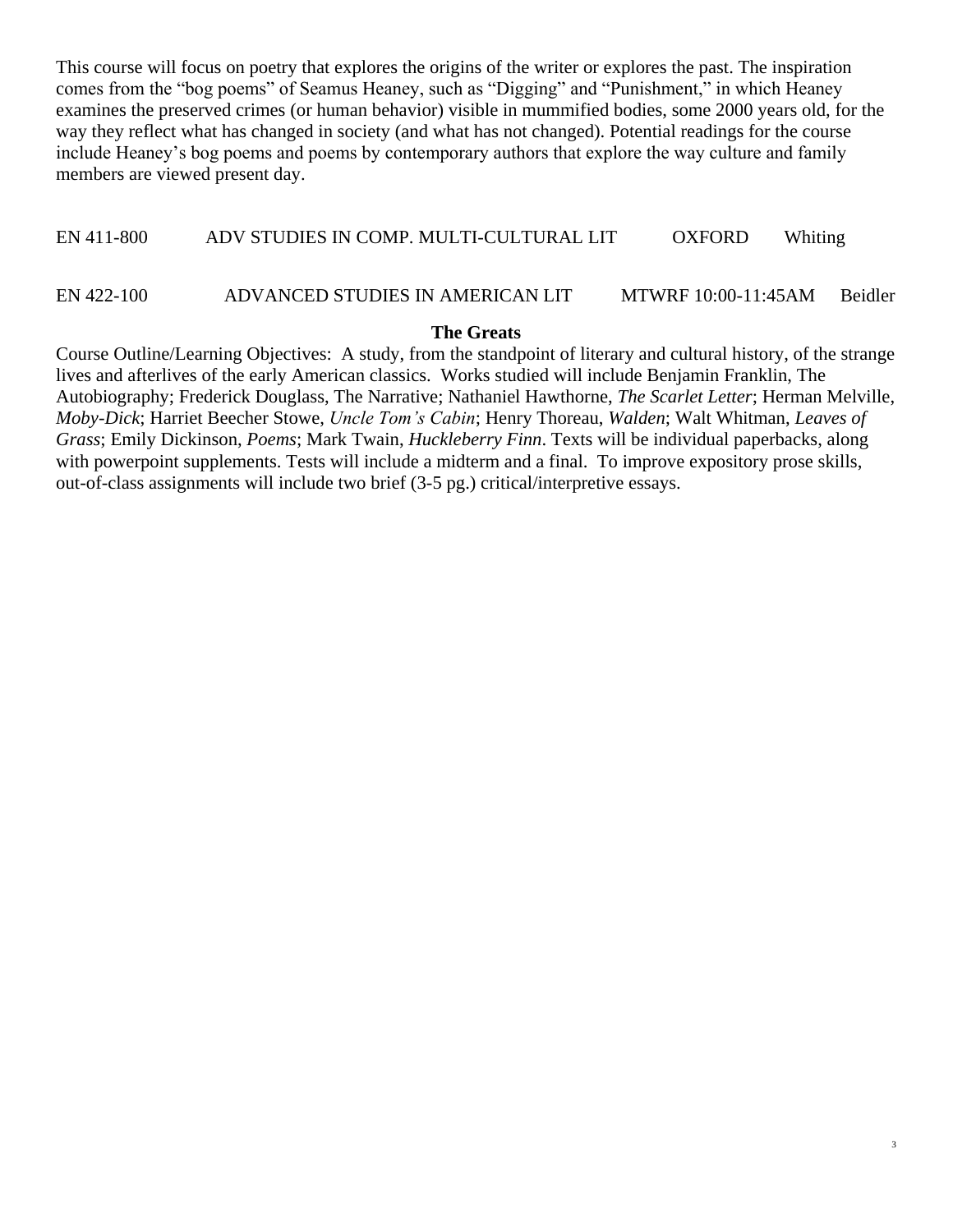This course will focus on poetry that explores the origins of the writer or explores the past. The inspiration comes from the "bog poems" of Seamus Heaney, such as "Digging" and "Punishment," in which Heaney examines the preserved crimes (or human behavior) visible in mummified bodies, some 2000 years old, for the way they reflect what has changed in society (and what has not changed). Potential readings for the course include Heaney's bog poems and poems by contemporary authors that explore the way culture and family members are viewed present day.

EN 411-800 ADV STUDIES IN COMP. MULTI-CULTURAL LIT OXFORD Whiting

EN 422-100 ADVANCED STUDIES IN AMERICAN LIT MTWRF 10:00-11:45AM Beidler

**The Greats**

Course Outline/Learning Objectives: A study, from the standpoint of literary and cultural history, of the strange lives and afterlives of the early American classics. Works studied will include Benjamin Franklin, The Autobiography; Frederick Douglass, The Narrative; Nathaniel Hawthorne, *The Scarlet Letter*; Herman Melville, *Moby-Dick*; Harriet Beecher Stowe, *Uncle Tom's Cabin*; Henry Thoreau, *Walden*; Walt Whitman, *Leaves of Grass*; Emily Dickinson, *Poems*; Mark Twain, *Huckleberry Finn*. Texts will be individual paperbacks, along with powerpoint supplements. Tests will include a midterm and a final. To improve expository prose skills, out-of-class assignments will include two brief (3-5 pg.) critical/interpretive essays.